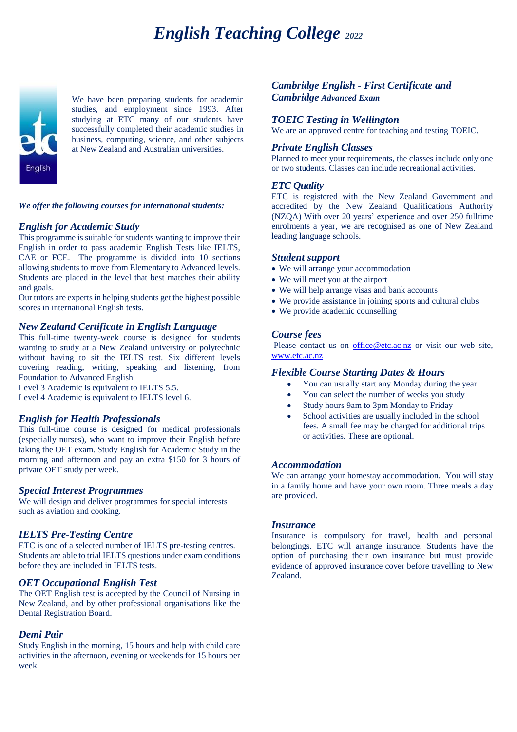# *English Teaching College* *2022*

We have been preparing students for academic studies, and employment since 1993. After studying at ETC many of our students have successfully completed their academic studies in business, computing, science, and other subjects at New Zealand and Australian universities.

***We offer the following courses for international students:***

## *English for Academic Study*

This programme is suitable for students wanting to improve their English in order to pass academic English Tests like IELTS, CAE or FCE. The programme is divided into 10 sections allowing students to move from Elementary to Advanced levels. Students are placed in the level that best matches their ability and goals.

Our tutors are experts in helping students get the highest possible scores in international English tests.

## *New Zealand Certificate in English Language*

This full-time twenty-week course is designed for students wanting to study at a New Zealand university or polytechnic without having to sit the IELTS test. Six different levels covering reading, writing, speaking and listening, from Foundation to Advanced English.

Level 3 Academic is equivalent to IELTS 5.5.

Level 4 Academic is equivalent to IELTS level 6.

## *English for Health Professionals*

This full-time course is designed for medical professionals (especially nurses), who want to improve their English before taking the OET exam. Study English for Academic Study in the morning and afternoon and pay an extra $150 for 3 hours of private OET study per week.

## *Special Interest Programmes*

We will design and deliver programmes for special interests such as aviation and cooking.

## *IELTS Pre-Testing Centre*

ETC is one of a selected number of IELTS pre-testing centres. Students are able to trial IELTS questions under exam conditions before they are included in IELTS tests.

## *OET Occupational English Test*

The OET English test is accepted by the Council of Nursing in New Zealand, and by other professional organisations like the Dental Registration Board.

## *Demi Pair*

Study English in the morning, 15 hours and help with child care activities in the afternoon, evening or weekends for 15 hours per week.

## *Cambridge English - First Certificate and Cambridge Advanced Exam*

## *TOEIC Testing in Wellington*

We are an approved centre for teaching and testing TOEIC.

## *Private English Classes*

Planned to meet your requirements, the classes include only one or two students. Classes can include recreational activities.

## *ETC Quality*

ETC is registered with the New Zealand Government and accredited by the New Zealand Qualifications Authority (NZQA) With over 20 years' experience and over 250 fulltime enrolments a year, we are recognised as one of New Zealand leading language schools.

## *Student support*

- We will arrange your accommodation
- We will meet you at the airport
- We will help arrange visas and bank accounts
- We provide assistance in joining sports and cultural clubs
- We provide academic counselling

## *Course fees*

Please contact us on office@etc.ac.nz or visit our web site, www.etc.ac.nz

## *Flexible Course Starting Dates & Hours*

- You can usually start any Monday during the year
- You can select the number of weeks you study
- Study hours 9am to 3pm Monday to Friday
- School activities are usually included in the school fees. A small fee may be charged for additional trips or activities. These are optional.

## *Accommodation*

We can arrange your homestay accommodation. You will stay in a family home and have your own room. Three meals a day are provided.

## *Insurance*

Insurance is compulsory for travel, health and personal belongings. ETC will arrange insurance. Students have the option of purchasing their own insurance but must provide evidence of approved insurance cover before travelling to New Zealand.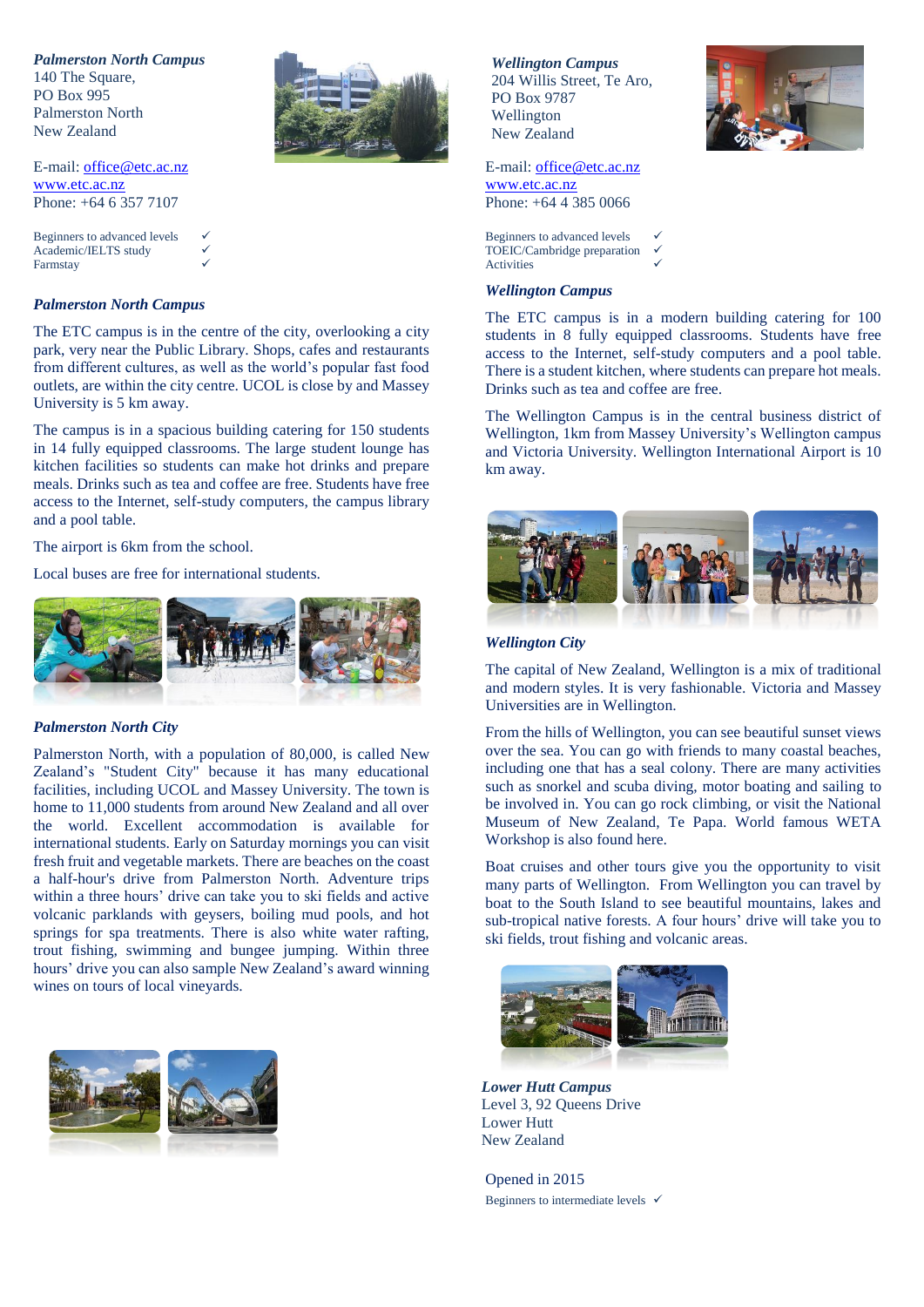***Palmerston North Campus***
140 The Square,
PO Box 995
Palmerston North
New Zealand

E-mail: office@etc.ac.nz
www.etc.ac.nz
Phone: +64 6 357 7107

| | |
|---|---|
| Beginners to advanced levels | ✓ |
| Academic/IELTS study | ✓ |
| Farmstay | ✓ |

### *Palmerston North Campus*

The ETC campus is in the centre of the city, overlooking a city park, very near the Public Library. Shops, cafes and restaurants from different cultures, as well as the world's popular fast food outlets, are within the city centre. UCOL is close by and Massey University is 5 km away.

The campus is in a spacious building catering for 150 students in 14 fully equipped classrooms. The large student lounge has kitchen facilities so students can make hot drinks and prepare meals. Drinks such as tea and coffee are free. Students have free access to the Internet, self-study computers, the campus library and a pool table.

The airport is 6km from the school.

Local buses are free for international students.

### *Palmerston North City*

Palmerston North, with a population of 80,000, is called New Zealand's "Student City" because it has many educational facilities, including UCOL and Massey University. The town is home to 11,000 students from around New Zealand and all over the world. Excellent accommodation is available for international students. Early on Saturday mornings you can visit fresh fruit and vegetable markets. There are beaches on the coast a half-hour's drive from Palmerston North. Adventure trips within a three hours' drive can take you to ski fields and active volcanic parklands with geysers, boiling mud pools, and hot springs for spa treatments. There is also white water rafting, trout fishing, swimming and bungee jumping. Within three hours' drive you can also sample New Zealand's award winning wines on tours of local vineyards.

***Wellington Campus***
204 Willis Street, Te Aro,
PO Box 9787
Wellington
New Zealand

E-mail: office@etc.ac.nz
www.etc.ac.nz
Phone: +64 4 385 0066

| | |
|---|---|
| Beginners to advanced levels | ✓ |
| TOEIC/Cambridge preparation | ✓ |
| Activities | ✓ |

### *Wellington Campus*

The ETC campus is in a modern building catering for 100 students in 8 fully equipped classrooms. Students have free access to the Internet, self-study computers and a pool table. There is a student kitchen, where students can prepare hot meals. Drinks such as tea and coffee are free.

The Wellington Campus is in the central business district of Wellington, 1km from Massey University's Wellington campus and Victoria University. Wellington International Airport is 10 km away.

### *Wellington City*

The capital of New Zealand, Wellington is a mix of traditional and modern styles. It is very fashionable. Victoria and Massey Universities are in Wellington.

From the hills of Wellington, you can see beautiful sunset views over the sea. You can go with friends to many coastal beaches, including one that has a seal colony. There are many activities such as snorkel and scuba diving, motor boating and sailing to be involved in. You can go rock climbing, or visit the National Museum of New Zealand, Te Papa. World famous WETA Workshop is also found here.

Boat cruises and other tours give you the opportunity to visit many parts of Wellington. From Wellington you can travel by boat to the South Island to see beautiful mountains, lakes and sub-tropical native forests. A four hours' drive will take you to ski fields, trout fishing and volcanic areas.

***Lower Hutt Campus***
Level 3, 92 Queens Drive
Lower Hutt
New Zealand

Opened in 2015

| | |
|---|---|
| Beginners to intermediate levels | ✓ |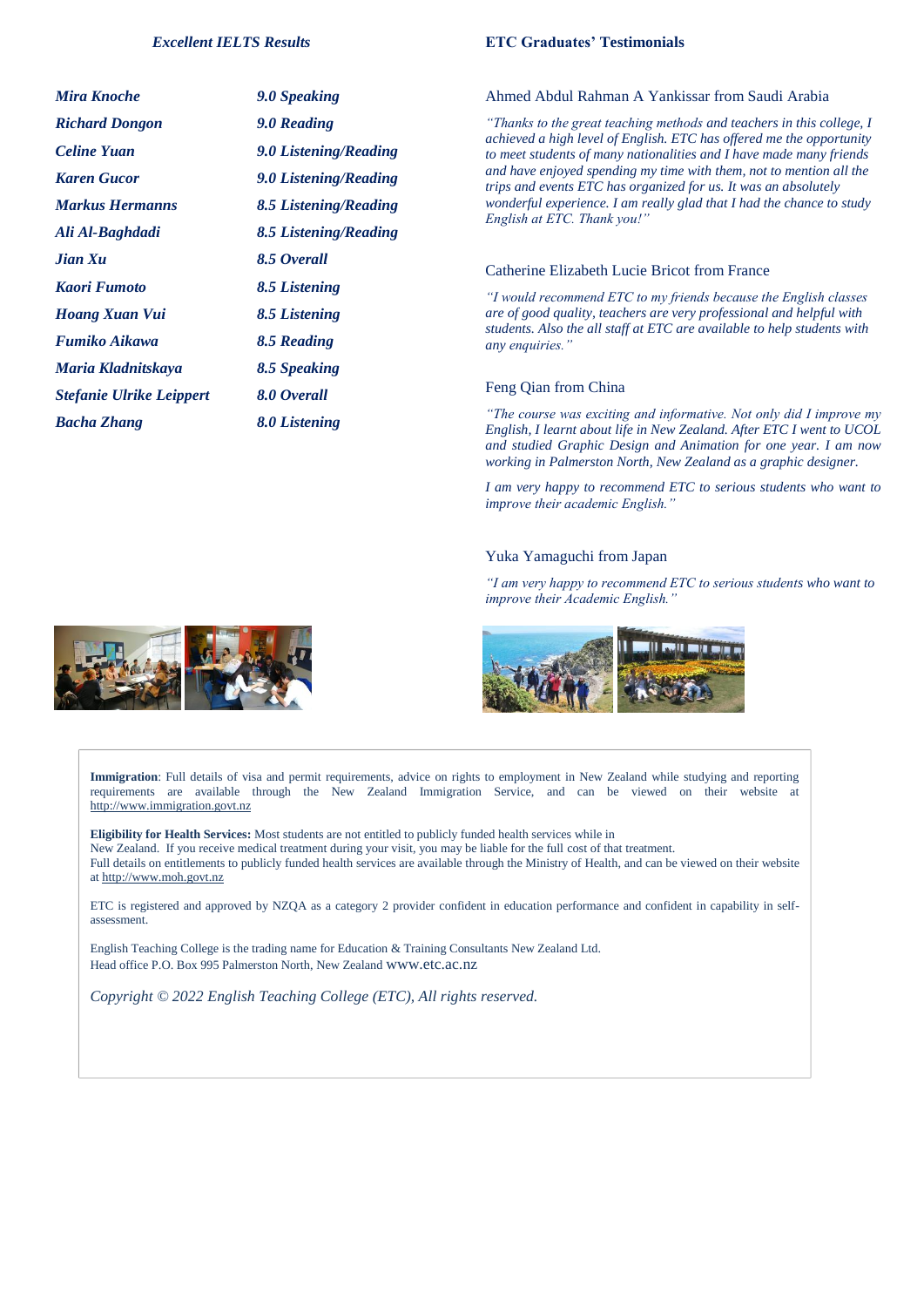## *Excellent IELTS Results*

| | |
|---|---|
| ***Mira Knoche*** | ***9.0 Speaking*** |
| ***Richard Dongon*** | ***9.0 Reading*** |
| ***Celine Yuan*** | ***9.0 Listening/Reading*** |
| ***Karen Gucor*** | ***9.0 Listening/Reading*** |
| ***Markus Hermanns*** | ***8.5 Listening/Reading*** |
| ***Ali Al-Baghdadi*** | ***8.5 Listening/Reading*** |
| ***Jian Xu*** | ***8.5 Overall*** |
| ***Kaori Fumoto*** | ***8.5 Listening*** |
| ***Hoang Xuan Vui*** | ***8.5 Listening*** |
| ***Fumiko Aikawa*** | ***8.5 Reading*** |
| ***Maria Kladnitskaya*** | ***8.5 Speaking*** |
| ***Stefanie Ulrike Leippert*** | ***8.0 Overall*** |
| ***Bacha Zhang*** | ***8.0 Listening*** |

## ETC Graduates' Testimonials

Ahmed Abdul Rahman A Yankissar from Saudi Arabia

*"Thanks to the great teaching methods and teachers in this college, I achieved a high level of English. ETC has offered me the opportunity to meet students of many nationalities and I have made many friends and have enjoyed spending my time with them, not to mention all the trips and events ETC has organized for us. It was an absolutely wonderful experience. I am really glad that I had the chance to study English at ETC. Thank you!"*

Catherine Elizabeth Lucie Bricot from France

*"I would recommend ETC to my friends because the English classes are of good quality, teachers are very professional and helpful with students. Also the all staff at ETC are available to help students with any enquiries."*

Feng Qian from China

*"The course was exciting and informative. Not only did I improve my English, I learnt about life in New Zealand. After ETC I went to UCOL and studied Graphic Design and Animation for one year. I am now working in Palmerston North, New Zealand as a graphic designer.*

*I am very happy to recommend ETC to serious students who want to improve their academic English."*

Yuka Yamaguchi from Japan

*"I am very happy to recommend ETC to serious students who want to improve their Academic English."*

**Immigration**: Full details of visa and permit requirements, advice on rights to employment in New Zealand while studying and reporting requirements are available through the New Zealand Immigration Service, and can be viewed on their website at http://www.immigration.govt.nz

**Eligibility for Health Services:** Most students are not entitled to publicly funded health services while in New Zealand. If you receive medical treatment during your visit, you may be liable for the full cost of that treatment. Full details on entitlements to publicly funded health services are available through the Ministry of Health, and can be viewed on their website at http://www.moh.govt.nz

ETC is registered and approved by NZQA as a category 2 provider confident in education performance and confident in capability in self-assessment.

English Teaching College is the trading name for Education & Training Consultants New Zealand Ltd.
Head office P.O. Box 995 Palmerston North, New Zealand www.etc.ac.nz

*Copyright © 2022 English Teaching College (ETC), All rights reserved.*